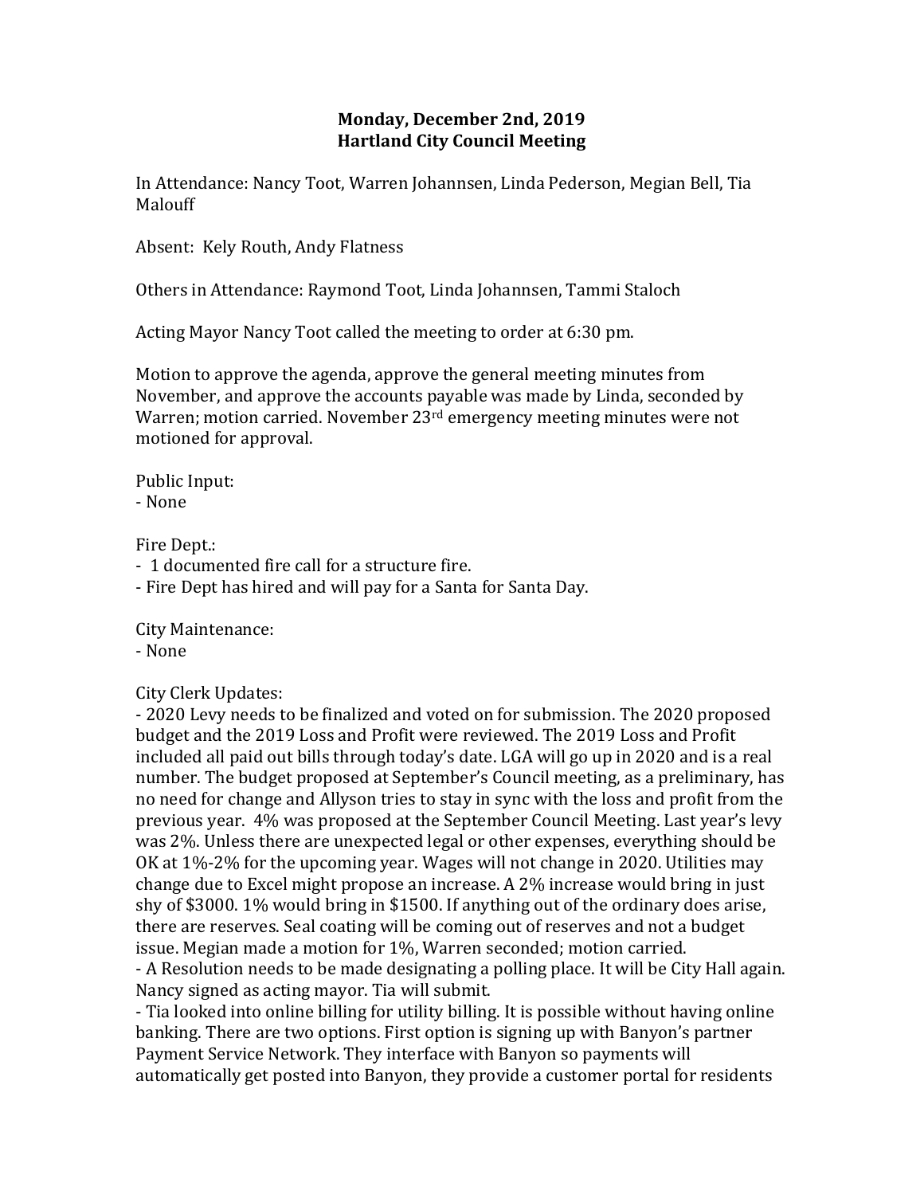**Monday, December 2nd, 2019**
**Hartland City Council Meeting**

In Attendance: Nancy Toot, Warren Johannsen, Linda Pederson, Megian Bell, Tia Malouff

Absent: Kely Routh, Andy Flatness

Others in Attendance: Raymond Toot, Linda Johannsen, Tammi Staloch

Acting Mayor Nancy Toot called the meeting to order at 6:30 pm.

Motion to approve the agenda, approve the general meeting minutes from November, and approve the accounts payable was made by Linda, seconded by Warren; motion carried. November 23rd emergency meeting minutes were not motioned for approval.

Public Input:
- None

Fire Dept.:
- 1 documented fire call for a structure fire.
- Fire Dept has hired and will pay for a Santa for Santa Day.

City Maintenance:
- None

City Clerk Updates:
- 2020 Levy needs to be finalized and voted on for submission. The 2020 proposed budget and the 2019 Loss and Profit were reviewed. The 2019 Loss and Profit included all paid out bills through today's date. LGA will go up in 2020 and is a real number. The budget proposed at September's Council meeting, as a preliminary, has no need for change and Allyson tries to stay in sync with the loss and profit from the previous year. 4% was proposed at the September Council Meeting. Last year's levy was 2%. Unless there are unexpected legal or other expenses, everything should be OK at 1%-2% for the upcoming year. Wages will not change in 2020. Utilities may change due to Excel might propose an increase. A 2% increase would bring in just shy of $3000. 1% would bring in $1500. If anything out of the ordinary does arise, there are reserves. Seal coating will be coming out of reserves and not a budget issue. Megian made a motion for 1%, Warren seconded; motion carried.
- A Resolution needs to be made designating a polling place. It will be City Hall again. Nancy signed as acting mayor. Tia will submit.
- Tia looked into online billing for utility billing. It is possible without having online banking. There are two options. First option is signing up with Banyon's partner Payment Service Network. They interface with Banyon so payments will automatically get posted into Banyon, they provide a customer portal for residents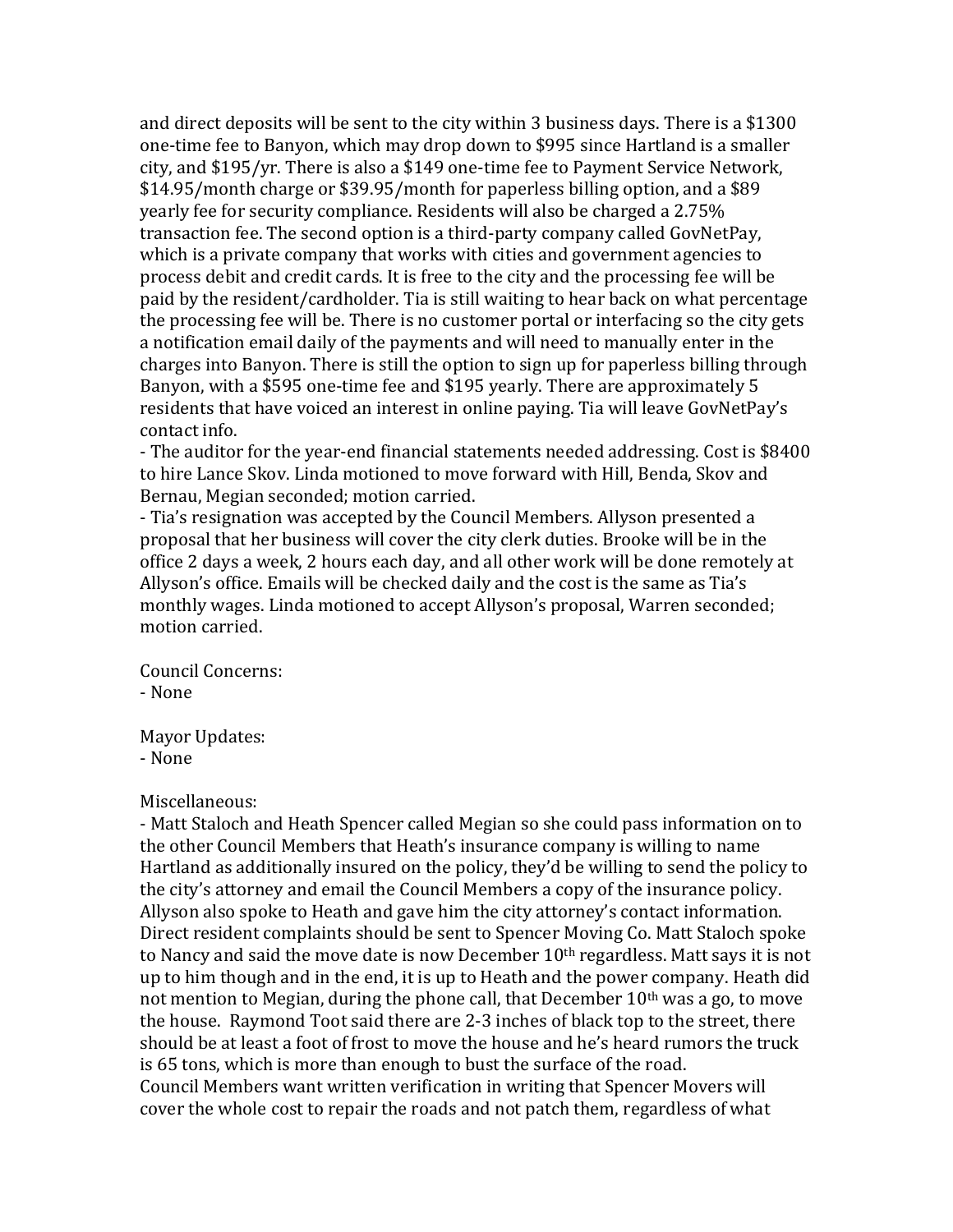and direct deposits will be sent to the city within 3 business days. There is a $1300 one-time fee to Banyon, which may drop down to $995 since Hartland is a smaller city, and $195/yr. There is also a $149 one-time fee to Payment Service Network, $14.95/month charge or $39.95/month for paperless billing option, and a $89 yearly fee for security compliance. Residents will also be charged a 2.75% transaction fee. The second option is a third-party company called GovNetPay, which is a private company that works with cities and government agencies to process debit and credit cards. It is free to the city and the processing fee will be paid by the resident/cardholder. Tia is still waiting to hear back on what percentage the processing fee will be. There is no customer portal or interfacing so the city gets a notification email daily of the payments and will need to manually enter in the charges into Banyon. There is still the option to sign up for paperless billing through Banyon, with a $595 one-time fee and $195 yearly. There are approximately 5 residents that have voiced an interest in online paying. Tia will leave GovNetPay's contact info.

- The auditor for the year-end financial statements needed addressing. Cost is $8400 to hire Lance Skov. Linda motioned to move forward with Hill, Benda, Skov and Bernau, Megian seconded; motion carried.
- Tia's resignation was accepted by the Council Members. Allyson presented a proposal that her business will cover the city clerk duties. Brooke will be in the office 2 days a week, 2 hours each day, and all other work will be done remotely at Allyson's office. Emails will be checked daily and the cost is the same as Tia's monthly wages. Linda motioned to accept Allyson's proposal, Warren seconded; motion carried.

Council Concerns:
- None

Mayor Updates:
- None

Miscellaneous:
- Matt Staloch and Heath Spencer called Megian so she could pass information on to the other Council Members that Heath's insurance company is willing to name Hartland as additionally insured on the policy, they'd be willing to send the policy to the city's attorney and email the Council Members a copy of the insurance policy. Allyson also spoke to Heath and gave him the city attorney's contact information. Direct resident complaints should be sent to Spencer Moving Co. Matt Staloch spoke to Nancy and said the move date is now December 10th regardless. Matt says it is not up to him though and in the end, it is up to Heath and the power company. Heath did not mention to Megian, during the phone call, that December 10th was a go, to move the house. Raymond Toot said there are 2-3 inches of black top to the street, there should be at least a foot of frost to move the house and he's heard rumors the truck is 65 tons, which is more than enough to bust the surface of the road.
Council Members want written verification in writing that Spencer Movers will cover the whole cost to repair the roads and not patch them, regardless of what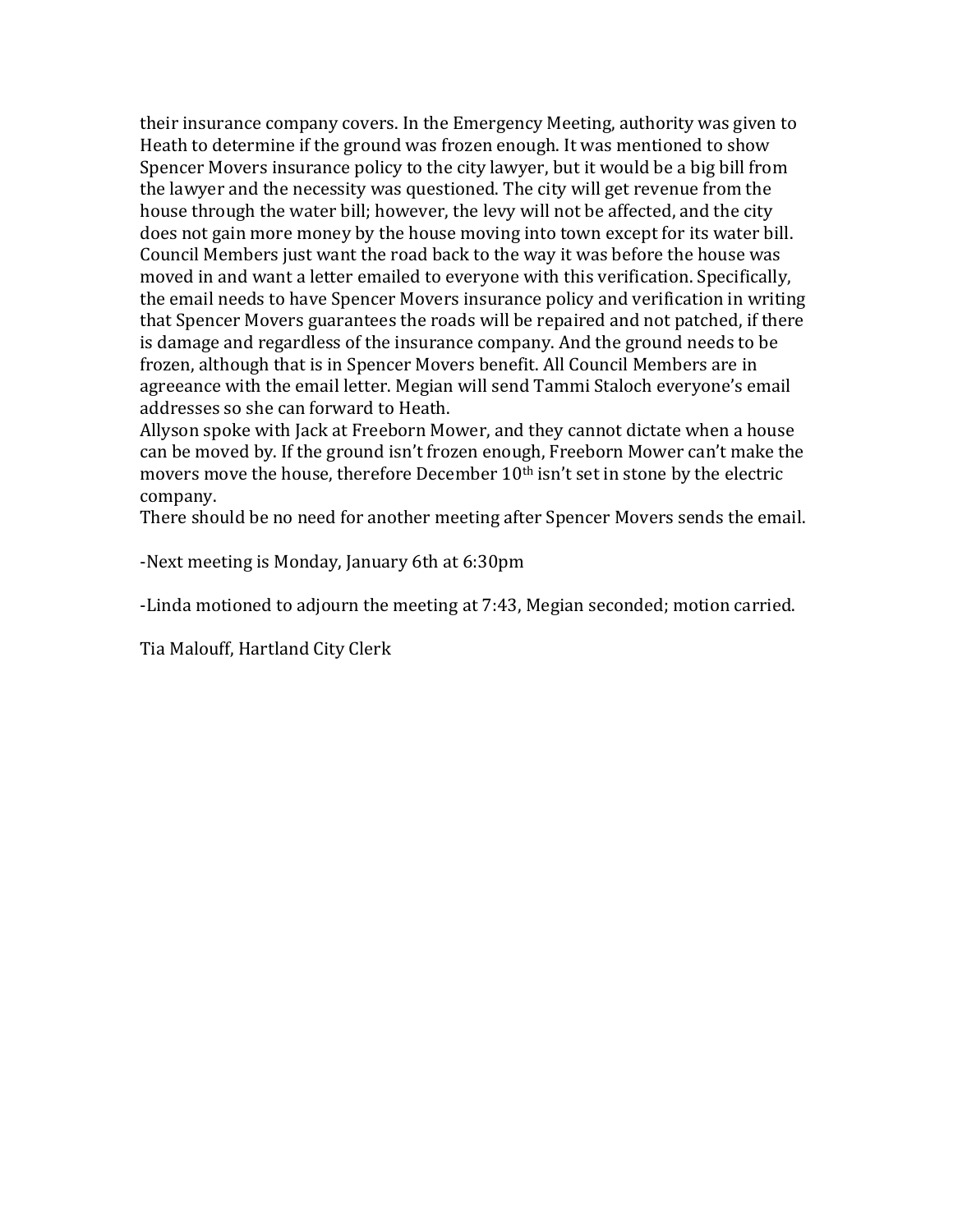their insurance company covers. In the Emergency Meeting, authority was given to Heath to determine if the ground was frozen enough. It was mentioned to show Spencer Movers insurance policy to the city lawyer, but it would be a big bill from the lawyer and the necessity was questioned. The city will get revenue from the house through the water bill; however, the levy will not be affected, and the city does not gain more money by the house moving into town except for its water bill. Council Members just want the road back to the way it was before the house was moved in and want a letter emailed to everyone with this verification. Specifically, the email needs to have Spencer Movers insurance policy and verification in writing that Spencer Movers guarantees the roads will be repaired and not patched, if there is damage and regardless of the insurance company. And the ground needs to be frozen, although that is in Spencer Movers benefit. All Council Members are in agreeance with the email letter. Megian will send Tammi Staloch everyone's email addresses so she can forward to Heath.

Allyson spoke with Jack at Freeborn Mower, and they cannot dictate when a house can be moved by. If the ground isn't frozen enough, Freeborn Mower can't make the movers move the house, therefore December 10th isn't set in stone by the electric company.

There should be no need for another meeting after Spencer Movers sends the email.

-Next meeting is Monday, January 6th at 6:30pm

-Linda motioned to adjourn the meeting at 7:43, Megian seconded; motion carried.

Tia Malouff, Hartland City Clerk